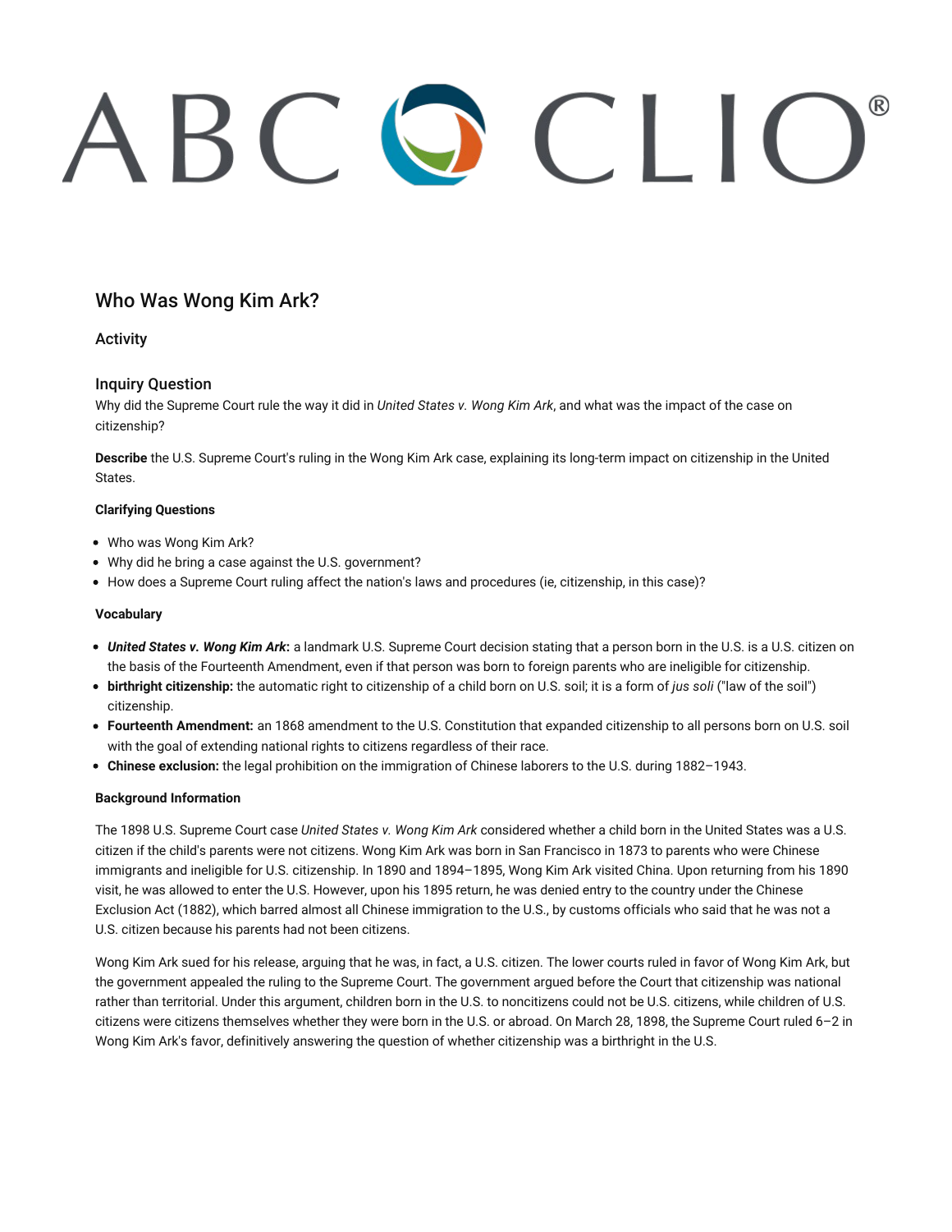# Who Was Wong Kim Ark?

## Activity

### Inquiry Question

Why did the Supreme Court rule the way it did in *United States v. Wong Kim Ark*, and what was the impact of the case on citizenship?

**Describe** the U.S. Supreme Court's ruling in the Wong Kim Ark case, explaining its long-term impact on citizenship in the United States.

#### Clarifying Questions

- Who was Wong Kim Ark?
- Why did he bring a case against the U.S. government?
- How does a Supreme Court ruling affect the nation's laws and procedures (ie, citizenship, in this case)?

#### Vocabulary

- ***United States v. Wong Kim Ark*:** a landmark U.S. Supreme Court decision stating that a person born in the U.S. is a U.S. citizen on the basis of the Fourteenth Amendment, even if that person was born to foreign parents who are ineligible for citizenship.
- **birthright citizenship:** the automatic right to citizenship of a child born on U.S. soil; it is a form of *jus soli* ("law of the soil") citizenship.
- **Fourteenth Amendment:** an 1868 amendment to the U.S. Constitution that expanded citizenship to all persons born on U.S. soil with the goal of extending national rights to citizens regardless of their race.
- **Chinese exclusion:** the legal prohibition on the immigration of Chinese laborers to the U.S. during 1882–1943.

#### Background Information

The 1898 U.S. Supreme Court case *United States v. Wong Kim Ark* considered whether a child born in the United States was a U.S. citizen if the child's parents were not citizens. Wong Kim Ark was born in San Francisco in 1873 to parents who were Chinese immigrants and ineligible for U.S. citizenship. In 1890 and 1894–1895, Wong Kim Ark visited China. Upon returning from his 1890 visit, he was allowed to enter the U.S. However, upon his 1895 return, he was denied entry to the country under the Chinese Exclusion Act (1882), which barred almost all Chinese immigration to the U.S., by customs officials who said that he was not a U.S. citizen because his parents had not been citizens.

Wong Kim Ark sued for his release, arguing that he was, in fact, a U.S. citizen. The lower courts ruled in favor of Wong Kim Ark, but the government appealed the ruling to the Supreme Court. The government argued before the Court that citizenship was national rather than territorial. Under this argument, children born in the U.S. to noncitizens could not be U.S. citizens, while children of U.S. citizens were citizens themselves whether they were born in the U.S. or abroad. On March 28, 1898, the Supreme Court ruled 6–2 in Wong Kim Ark's favor, definitively answering the question of whether citizenship was a birthright in the U.S.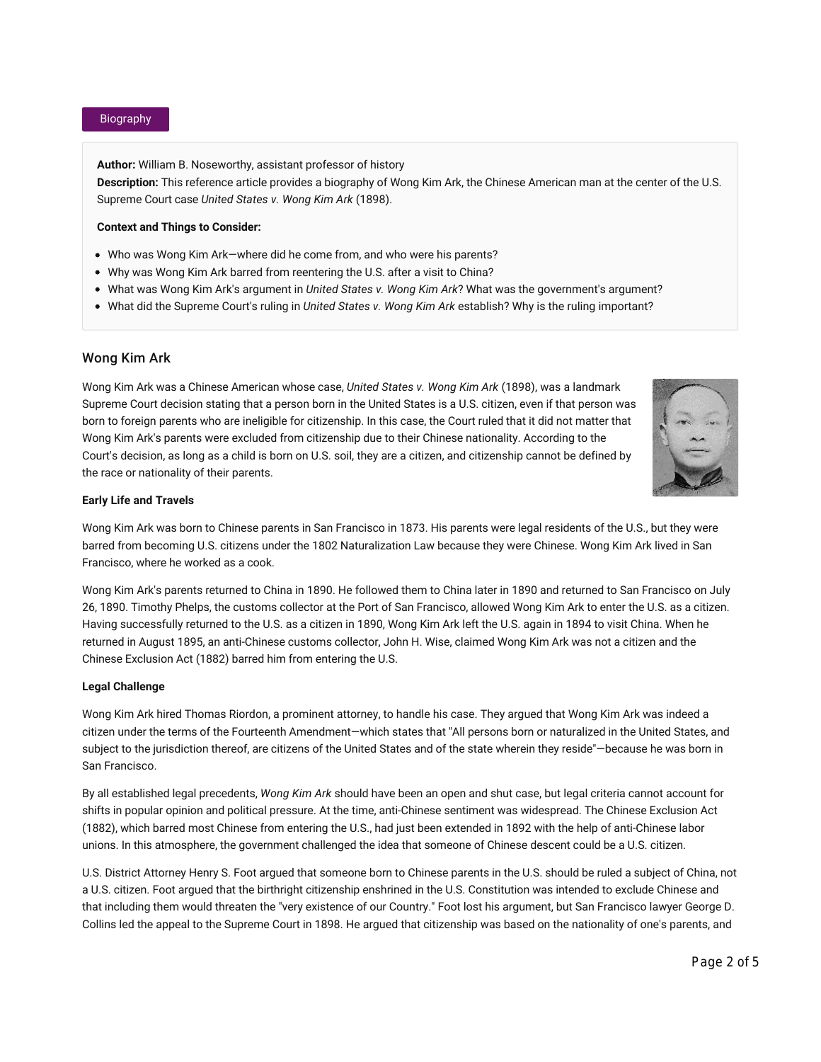Biography

**Author:** William B. Noseworthy, assistant professor of history
**Description:** This reference article provides a biography of Wong Kim Ark, the Chinese American man at the center of the U.S. Supreme Court case *United States v. Wong Kim Ark* (1898).

**Context and Things to Consider:**

- Who was Wong Kim Ark—where did he come from, and who were his parents?
- Why was Wong Kim Ark barred from reentering the U.S. after a visit to China?
- What was Wong Kim Ark's argument in *United States v. Wong Kim Ark*? What was the government's argument?
- What did the Supreme Court's ruling in *United States v. Wong Kim Ark* establish? Why is the ruling important?

## Wong Kim Ark

Wong Kim Ark was a Chinese American whose case, *United States v. Wong Kim Ark* (1898), was a landmark Supreme Court decision stating that a person born in the United States is a U.S. citizen, even if that person was born to foreign parents who are ineligible for citizenship. In this case, the Court ruled that it did not matter that Wong Kim Ark's parents were excluded from citizenship due to their Chinese nationality. According to the Court's decision, as long as a child is born on U.S. soil, they are a citizen, and citizenship cannot be defined by the race or nationality of their parents.

### Early Life and Travels

Wong Kim Ark was born to Chinese parents in San Francisco in 1873. His parents were legal residents of the U.S., but they were barred from becoming U.S. citizens under the 1802 Naturalization Law because they were Chinese. Wong Kim Ark lived in San Francisco, where he worked as a cook.

Wong Kim Ark's parents returned to China in 1890. He followed them to China later in 1890 and returned to San Francisco on July 26, 1890. Timothy Phelps, the customs collector at the Port of San Francisco, allowed Wong Kim Ark to enter the U.S. as a citizen. Having successfully returned to the U.S. as a citizen in 1890, Wong Kim Ark left the U.S. again in 1894 to visit China. When he returned in August 1895, an anti-Chinese customs collector, John H. Wise, claimed Wong Kim Ark was not a citizen and the Chinese Exclusion Act (1882) barred him from entering the U.S.

### Legal Challenge

Wong Kim Ark hired Thomas Riordon, a prominent attorney, to handle his case. They argued that Wong Kim Ark was indeed a citizen under the terms of the Fourteenth Amendment—which states that "All persons born or naturalized in the United States, and subject to the jurisdiction thereof, are citizens of the United States and of the state wherein they reside"—because he was born in San Francisco.

By all established legal precedents, *Wong Kim Ark* should have been an open and shut case, but legal criteria cannot account for shifts in popular opinion and political pressure. At the time, anti-Chinese sentiment was widespread. The Chinese Exclusion Act (1882), which barred most Chinese from entering the U.S., had just been extended in 1892 with the help of anti-Chinese labor unions. In this atmosphere, the government challenged the idea that someone of Chinese descent could be a U.S. citizen.

U.S. District Attorney Henry S. Foot argued that someone born to Chinese parents in the U.S. should be ruled a subject of China, not a U.S. citizen. Foot argued that the birthright citizenship enshrined in the U.S. Constitution was intended to exclude Chinese and that including them would threaten the "very existence of our Country." Foot lost his argument, but San Francisco lawyer George D. Collins led the appeal to the Supreme Court in 1898. He argued that citizenship was based on the nationality of one's parents, and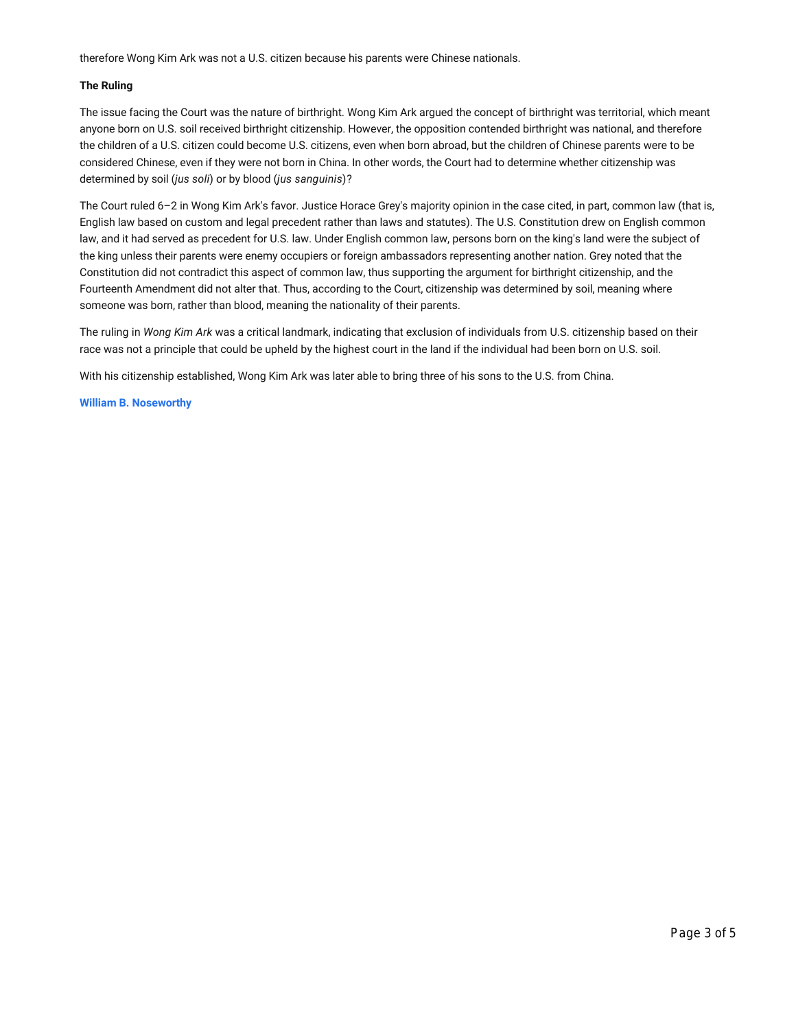therefore Wong Kim Ark was not a U.S. citizen because his parents were Chinese nationals.

**The Ruling**

The issue facing the Court was the nature of birthright. Wong Kim Ark argued the concept of birthright was territorial, which meant anyone born on U.S. soil received birthright citizenship. However, the opposition contended birthright was national, and therefore the children of a U.S. citizen could become U.S. citizens, even when born abroad, but the children of Chinese parents were to be considered Chinese, even if they were not born in China. In other words, the Court had to determine whether citizenship was determined by soil (*jus soli*) or by blood (*jus sanguinis*)?

The Court ruled 6–2 in Wong Kim Ark's favor. Justice Horace Grey's majority opinion in the case cited, in part, common law (that is, English law based on custom and legal precedent rather than laws and statutes). The U.S. Constitution drew on English common law, and it had served as precedent for U.S. law. Under English common law, persons born on the king's land were the subject of the king unless their parents were enemy occupiers or foreign ambassadors representing another nation. Grey noted that the Constitution did not contradict this aspect of common law, thus supporting the argument for birthright citizenship, and the Fourteenth Amendment did not alter that. Thus, according to the Court, citizenship was determined by soil, meaning where someone was born, rather than blood, meaning the nationality of their parents.

The ruling in *Wong Kim Ark* was a critical landmark, indicating that exclusion of individuals from U.S. citizenship based on their race was not a principle that could be upheld by the highest court in the land if the individual had been born on U.S. soil.

With his citizenship established, Wong Kim Ark was later able to bring three of his sons to the U.S. from China.

**William B. Noseworthy**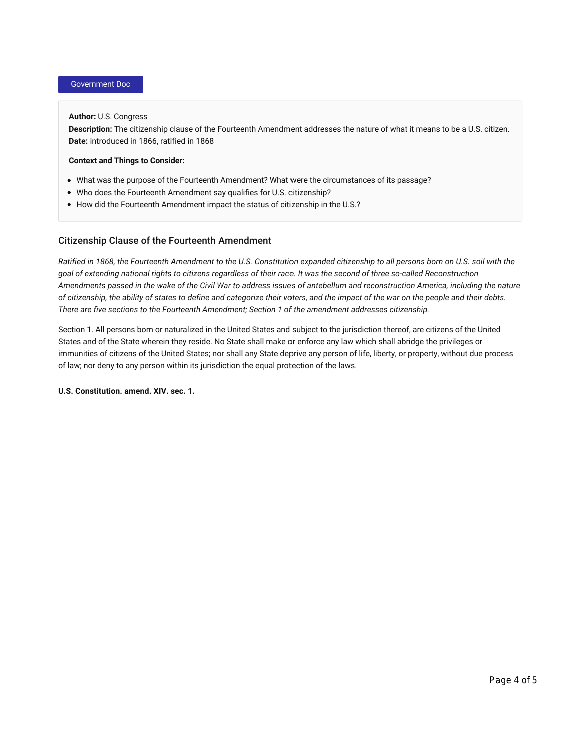Government Doc

**Author:** U.S. Congress
**Description:** The citizenship clause of the Fourteenth Amendment addresses the nature of what it means to be a U.S. citizen.
**Date:** introduced in 1866, ratified in 1868

**Context and Things to Consider:**

- What was the purpose of the Fourteenth Amendment? What were the circumstances of its passage?
- Who does the Fourteenth Amendment say qualifies for U.S. citizenship?
- How did the Fourteenth Amendment impact the status of citizenship in the U.S.?

## Citizenship Clause of the Fourteenth Amendment

*Ratified in 1868, the Fourteenth Amendment to the U.S. Constitution expanded citizenship to all persons born on U.S. soil with the goal of extending national rights to citizens regardless of their race. It was the second of three so-called Reconstruction Amendments passed in the wake of the Civil War to address issues of antebellum and reconstruction America, including the nature of citizenship, the ability of states to define and categorize their voters, and the impact of the war on the people and their debts. There are five sections to the Fourteenth Amendment; Section 1 of the amendment addresses citizenship.*

Section 1. All persons born or naturalized in the United States and subject to the jurisdiction thereof, are citizens of the United States and of the State wherein they reside. No State shall make or enforce any law which shall abridge the privileges or immunities of citizens of the United States; nor shall any State deprive any person of life, liberty, or property, without due process of law; nor deny to any person within its jurisdiction the equal protection of the laws.

**U.S. Constitution. amend. XIV. sec. 1.**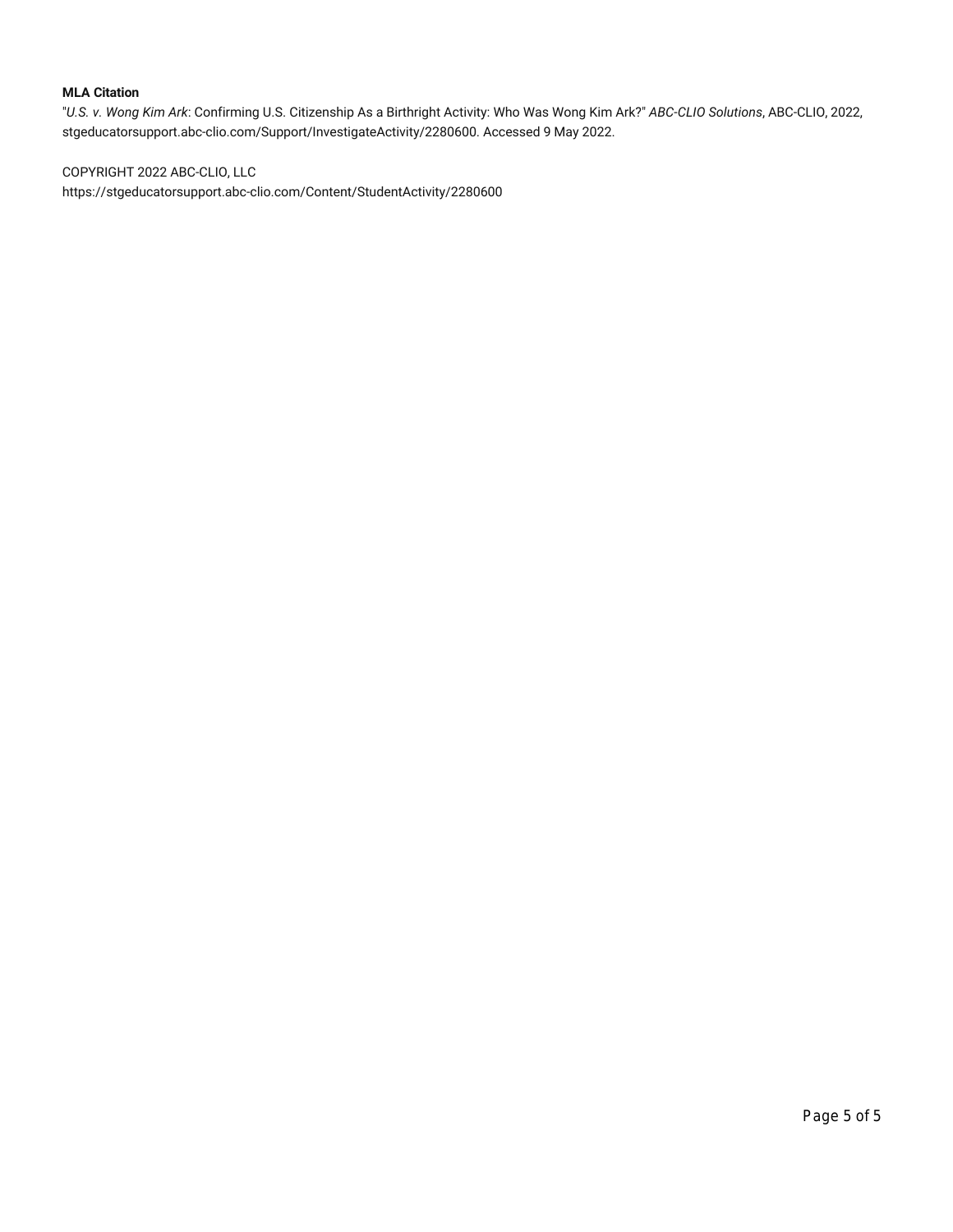**MLA Citation**

"*U.S. v. Wong Kim Ark*: Confirming U.S. Citizenship As a Birthright Activity: Who Was Wong Kim Ark?" *ABC-CLIO Solutions*, ABC-CLIO, 2022, stgeducatorsupport.abc-clio.com/Support/InvestigateActivity/2280600. Accessed 9 May 2022.

COPYRIGHT 2022 ABC-CLIO, LLC

https://stgeducatorsupport.abc-clio.com/Content/StudentActivity/2280600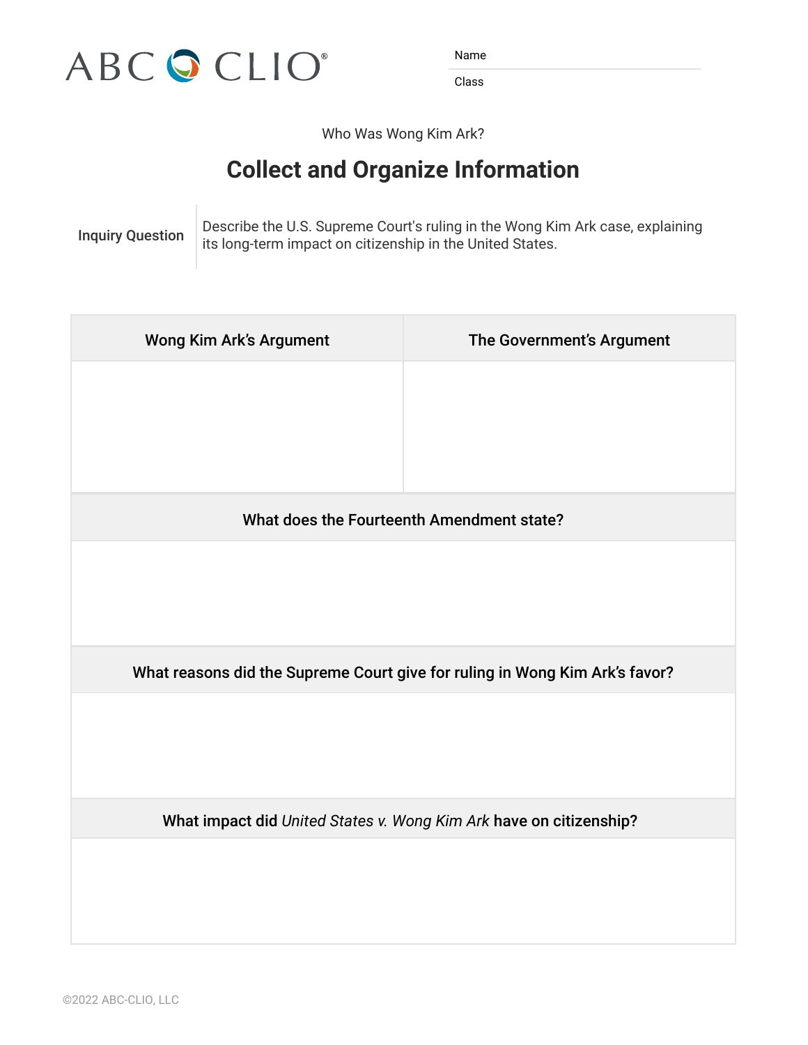Name

Class

Who Was Wong Kim Ark?

# Collect and Organize Information

| Inquiry Question | Describe the U.S. Supreme Court's ruling in the Wong Kim Ark case, explaining its long-term impact on citizenship in the United States. |
| --- | --- |

| Wong Kim Ark's Argument | The Government's Argument |
| --- | --- |
| | |

| What does the Fourteenth Amendment state? |
| --- |
| |

| What reasons did the Supreme Court give for ruling in Wong Kim Ark's favor? |
| --- |
| |

| What impact did *United States v. Wong Kim Ark* have on citizenship? |
| --- |
| |

©2022 ABC-CLIO, LLC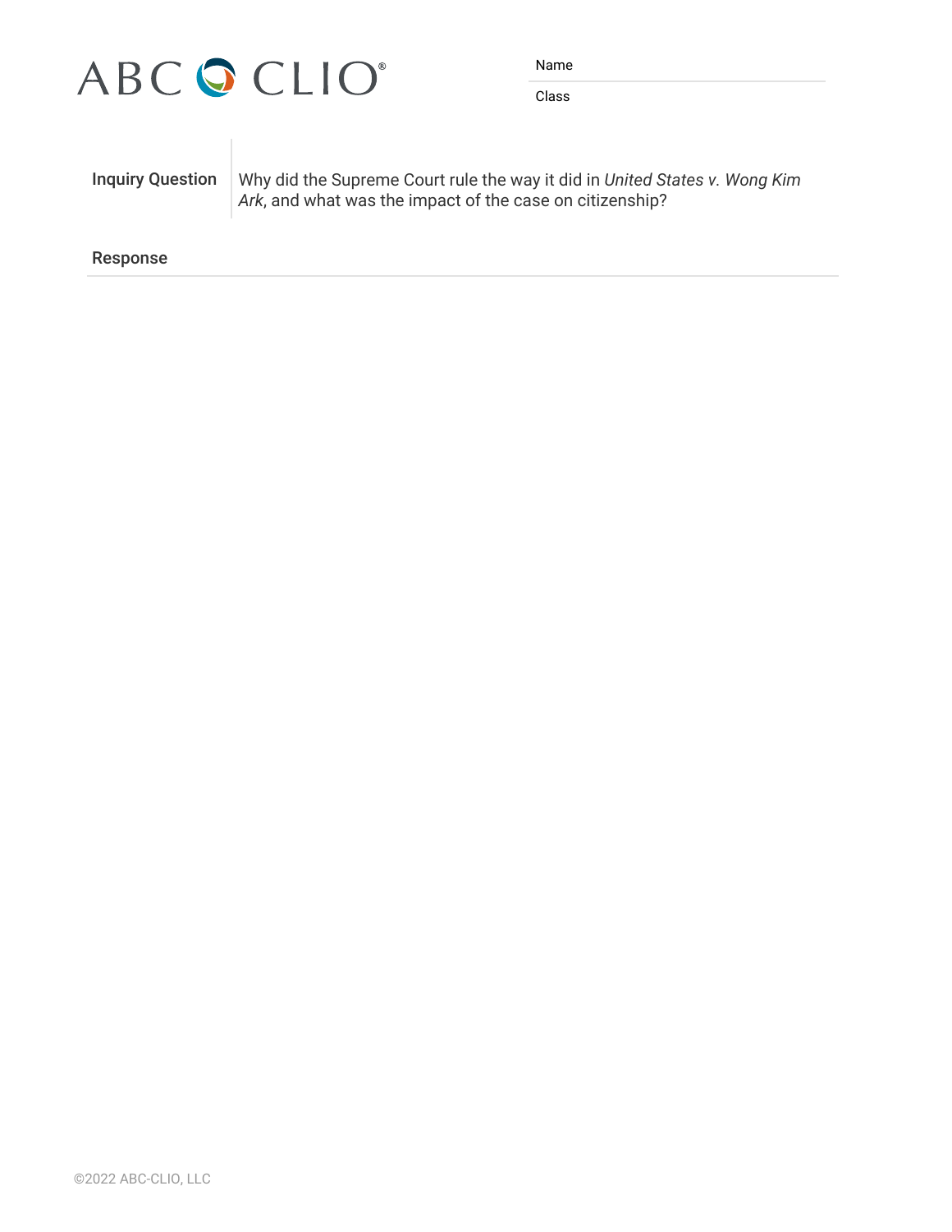Name

Class

**Inquiry Question** Why did the Supreme Court rule the way it did in *United States v. Wong Kim Ark*, and what was the impact of the case on citizenship?

## Response

©2022 ABC-CLIO, LLC